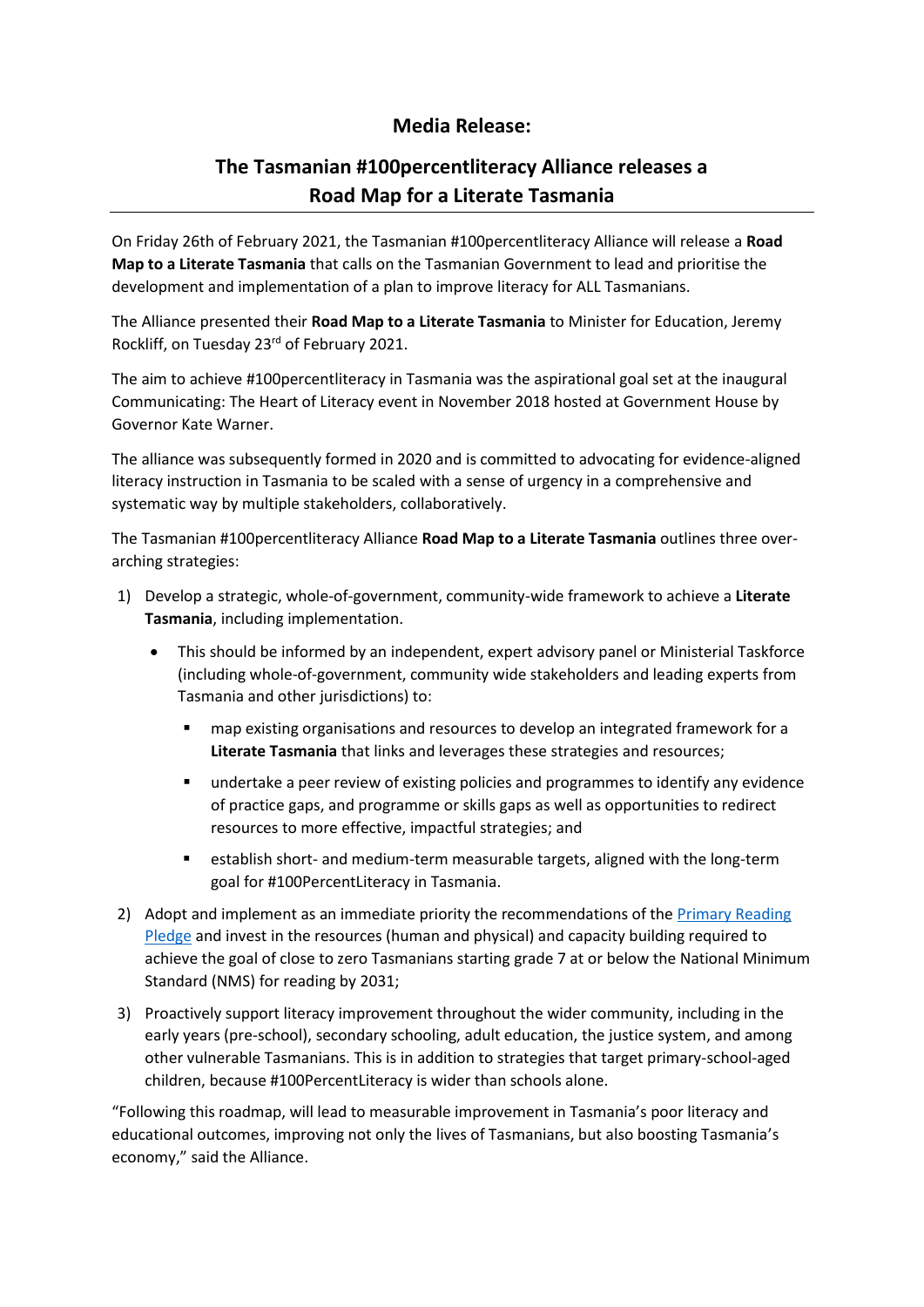# Media Release:

## The Tasmanian #100percentliteracy Alliance releases a Road Map for a Literate Tasmania

On Friday 26th of February 2021, the Tasmanian #100percentliteracy Alliance will release a **Road Map to a Literate Tasmania** that calls on the Tasmanian Government to lead and prioritise the development and implementation of a plan to improve literacy for ALL Tasmanians.

The Alliance presented their **Road Map to a Literate Tasmania** to Minister for Education, Jeremy Rockliff, on Tuesday 23rd of February 2021.

The aim to achieve #100percentliteracy in Tasmania was the aspirational goal set at the inaugural Communicating: The Heart of Literacy event in November 2018 hosted at Government House by Governor Kate Warner.

The alliance was subsequently formed in 2020 and is committed to advocating for evidence-aligned literacy instruction in Tasmania to be scaled with a sense of urgency in a comprehensive and systematic way by multiple stakeholders, collaboratively.

The Tasmanian #100percentliteracy Alliance **Road Map to a Literate Tasmania** outlines three over-arching strategies:

1) Develop a strategic, whole-of-government, community-wide framework to achieve a **Literate Tasmania**, including implementation.
   - This should be informed by an independent, expert advisory panel or Ministerial Taskforce (including whole-of-government, community wide stakeholders and leading experts from Tasmania and other jurisdictions) to:
     - map existing organisations and resources to develop an integrated framework for a **Literate Tasmania** that links and leverages these strategies and resources;
     - undertake a peer review of existing policies and programmes to identify any evidence of practice gaps, and programme or skills gaps as well as opportunities to redirect resources to more effective, impactful strategies; and
     - establish short- and medium-term measurable targets, aligned with the long-term goal for #100PercentLiteracy in Tasmania.
2) Adopt and implement as an immediate priority the recommendations of the [Primary Reading Pledge](Primary Reading Pledge) and invest in the resources (human and physical) and capacity building required to achieve the goal of close to zero Tasmanians starting grade 7 at or below the National Minimum Standard (NMS) for reading by 2031;
3) Proactively support literacy improvement throughout the wider community, including in the early years (pre-school), secondary schooling, adult education, the justice system, and among other vulnerable Tasmanians. This is in addition to strategies that target primary-school-aged children, because #100PercentLiteracy is wider than schools alone.

"Following this roadmap, will lead to measurable improvement in Tasmania's poor literacy and educational outcomes, improving not only the lives of Tasmanians, but also boosting Tasmania's economy," said the Alliance.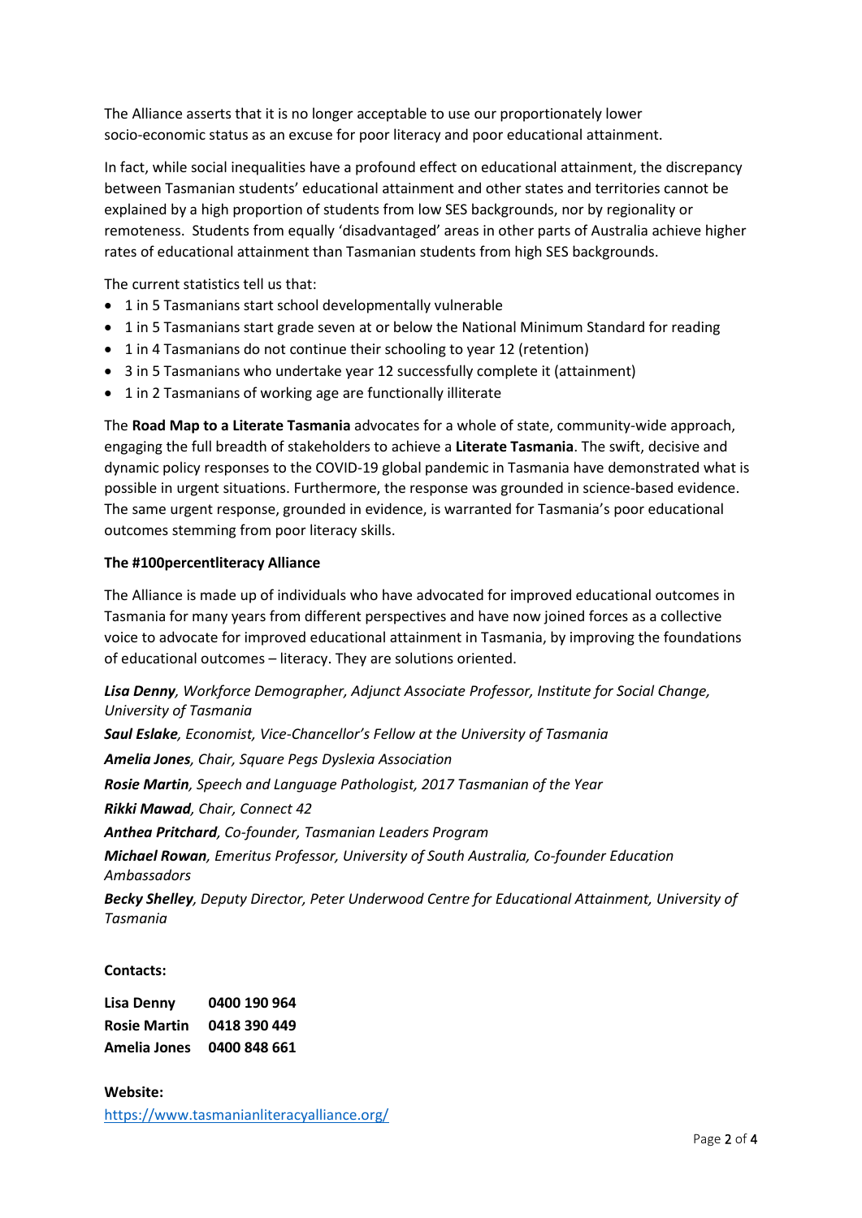The Alliance asserts that it is no longer acceptable to use our proportionately lower socio-economic status as an excuse for poor literacy and poor educational attainment.

In fact, while social inequalities have a profound effect on educational attainment, the discrepancy between Tasmanian students' educational attainment and other states and territories cannot be explained by a high proportion of students from low SES backgrounds, nor by regionality or remoteness. Students from equally 'disadvantaged' areas in other parts of Australia achieve higher rates of educational attainment than Tasmanian students from high SES backgrounds.

The current statistics tell us that:

- 1 in 5 Tasmanians start school developmentally vulnerable
- 1 in 5 Tasmanians start grade seven at or below the National Minimum Standard for reading
- 1 in 4 Tasmanians do not continue their schooling to year 12 (retention)
- 3 in 5 Tasmanians who undertake year 12 successfully complete it (attainment)
- 1 in 2 Tasmanians of working age are functionally illiterate

The **Road Map to a Literate Tasmania** advocates for a whole of state, community-wide approach, engaging the full breadth of stakeholders to achieve a **Literate Tasmania**. The swift, decisive and dynamic policy responses to the COVID-19 global pandemic in Tasmania have demonstrated what is possible in urgent situations. Furthermore, the response was grounded in science-based evidence. The same urgent response, grounded in evidence, is warranted for Tasmania's poor educational outcomes stemming from poor literacy skills.

**The #100percentliteracy Alliance**

The Alliance is made up of individuals who have advocated for improved educational outcomes in Tasmania for many years from different perspectives and have now joined forces as a collective voice to advocate for improved educational attainment in Tasmania, by improving the foundations of educational outcomes – literacy. They are solutions oriented.

***Lisa Denny**, Workforce Demographer, Adjunct Associate Professor, Institute for Social Change, University of Tasmania*

***Saul Eslake**, Economist, Vice-Chancellor's Fellow at the University of Tasmania*

***Amelia Jones**, Chair, Square Pegs Dyslexia Association*

***Rosie Martin**, Speech and Language Pathologist, 2017 Tasmanian of the Year*

***Rikki Mawad**, Chair, Connect 42*

***Anthea Pritchard**, Co-founder, Tasmanian Leaders Program*

***Michael Rowan**, Emeritus Professor, University of South Australia, Co-founder Education Ambassadors*

***Becky Shelley**, Deputy Director, Peter Underwood Centre for Educational Attainment, University of Tasmania*

**Contacts:**

**Lisa Denny 0400 190 964**
**Rosie Martin 0418 390 449**
**Amelia Jones 0400 848 661**

**Website:**
https://www.tasmanianliteracyalliance.org/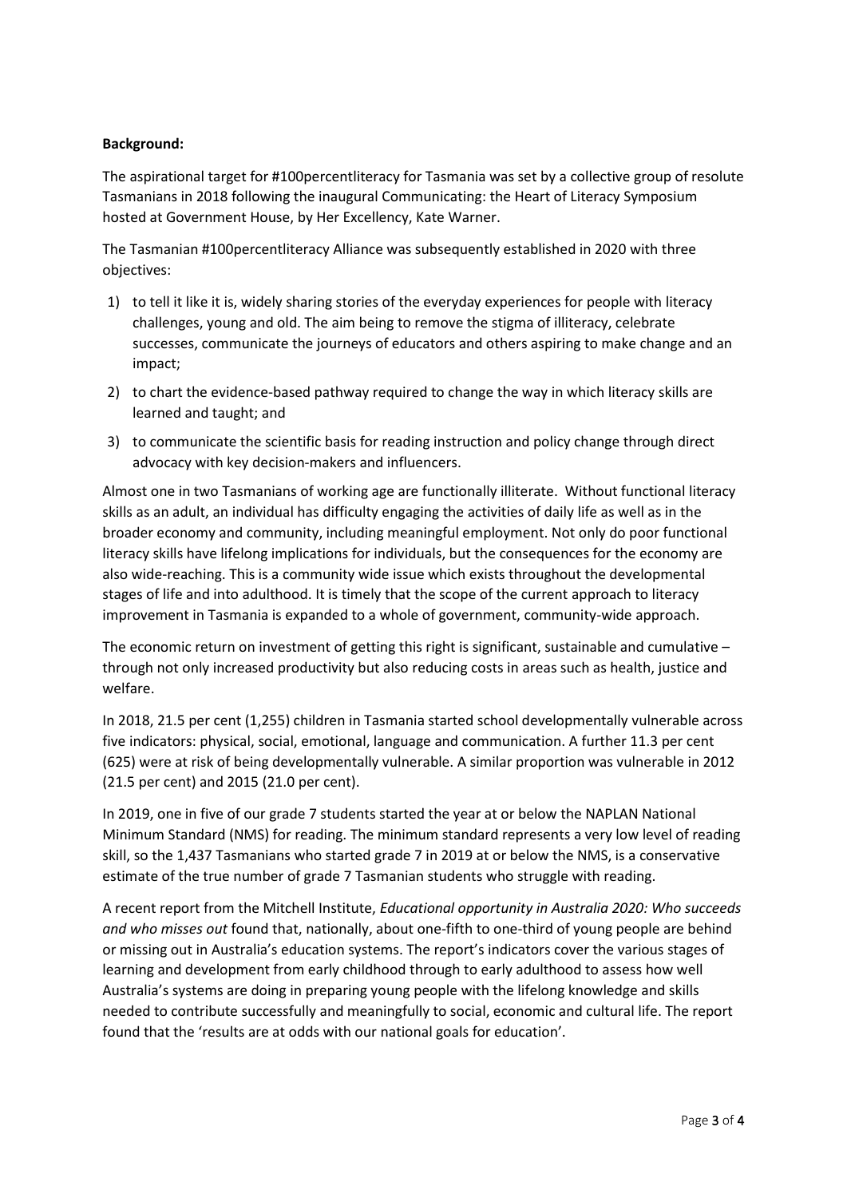**Background:**

The aspirational target for #100percentliteracy for Tasmania was set by a collective group of resolute Tasmanians in 2018 following the inaugural Communicating: the Heart of Literacy Symposium hosted at Government House, by Her Excellency, Kate Warner.

The Tasmanian #100percentliteracy Alliance was subsequently established in 2020 with three objectives:

1) to tell it like it is, widely sharing stories of the everyday experiences for people with literacy challenges, young and old. The aim being to remove the stigma of illiteracy, celebrate successes, communicate the journeys of educators and others aspiring to make change and an impact;
2) to chart the evidence-based pathway required to change the way in which literacy skills are learned and taught; and
3) to communicate the scientific basis for reading instruction and policy change through direct advocacy with key decision-makers and influencers.

Almost one in two Tasmanians of working age are functionally illiterate. Without functional literacy skills as an adult, an individual has difficulty engaging the activities of daily life as well as in the broader economy and community, including meaningful employment. Not only do poor functional literacy skills have lifelong implications for individuals, but the consequences for the economy are also wide-reaching. This is a community wide issue which exists throughout the developmental stages of life and into adulthood. It is timely that the scope of the current approach to literacy improvement in Tasmania is expanded to a whole of government, community-wide approach.

The economic return on investment of getting this right is significant, sustainable and cumulative – through not only increased productivity but also reducing costs in areas such as health, justice and welfare.

In 2018, 21.5 per cent (1,255) children in Tasmania started school developmentally vulnerable across five indicators: physical, social, emotional, language and communication. A further 11.3 per cent (625) were at risk of being developmentally vulnerable. A similar proportion was vulnerable in 2012 (21.5 per cent) and 2015 (21.0 per cent).

In 2019, one in five of our grade 7 students started the year at or below the NAPLAN National Minimum Standard (NMS) for reading. The minimum standard represents a very low level of reading skill, so the 1,437 Tasmanians who started grade 7 in 2019 at or below the NMS, is a conservative estimate of the true number of grade 7 Tasmanian students who struggle with reading.

A recent report from the Mitchell Institute, *Educational opportunity in Australia 2020: Who succeeds and who misses out* found that, nationally, about one-fifth to one-third of young people are behind or missing out in Australia's education systems. The report's indicators cover the various stages of learning and development from early childhood through to early adulthood to assess how well Australia's systems are doing in preparing young people with the lifelong knowledge and skills needed to contribute successfully and meaningfully to social, economic and cultural life. The report found that the 'results are at odds with our national goals for education'.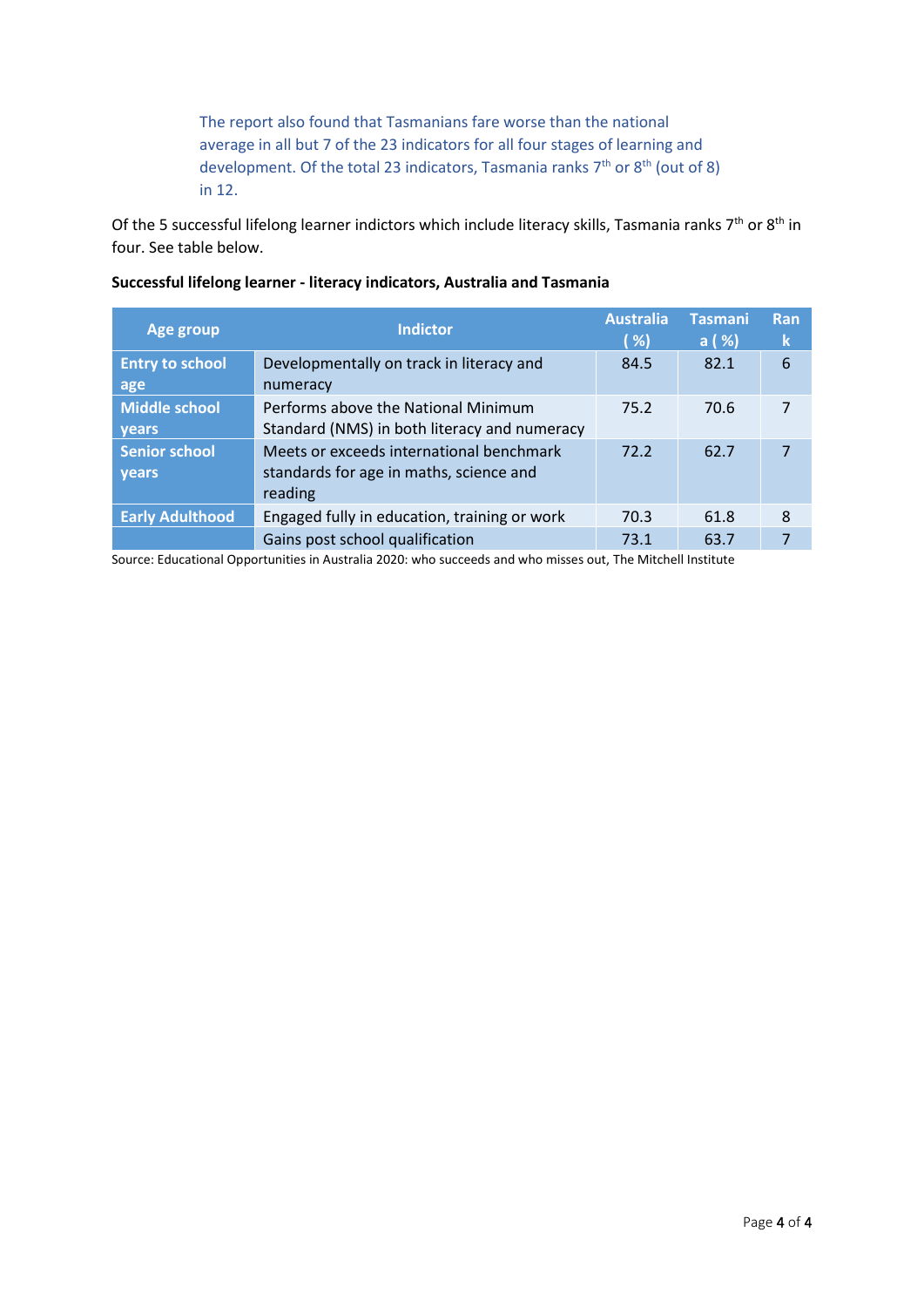The report also found that Tasmanians fare worse than the national average in all but 7 of the 23 indicators for all four stages of learning and development. Of the total 23 indicators, Tasmania ranks 7th or 8th (out of 8) in 12.

Of the 5 successful lifelong learner indictors which include literacy skills, Tasmania ranks 7th or 8th in four. See table below.

**Successful lifelong learner - literacy indicators, Australia and Tasmania**

| Age group | Indictor | Australia (%) | Tasmania (%) | Rank |
|---|---|---|---|---|
| Entry to school age | Developmentally on track in literacy and numeracy | 84.5 | 82.1 | 6 |
| Middle school years | Performs above the National Minimum Standard (NMS) in both literacy and numeracy | 75.2 | 70.6 | 7 |
| Senior school years | Meets or exceeds international benchmark standards for age in maths, science and reading | 72.2 | 62.7 | 7 |
| Early Adulthood | Engaged fully in education, training or work | 70.3 | 61.8 | 8 |
| | Gains post school qualification | 73.1 | 63.7 | 7 |

Source: Educational Opportunities in Australia 2020: who succeeds and who misses out, The Mitchell Institute